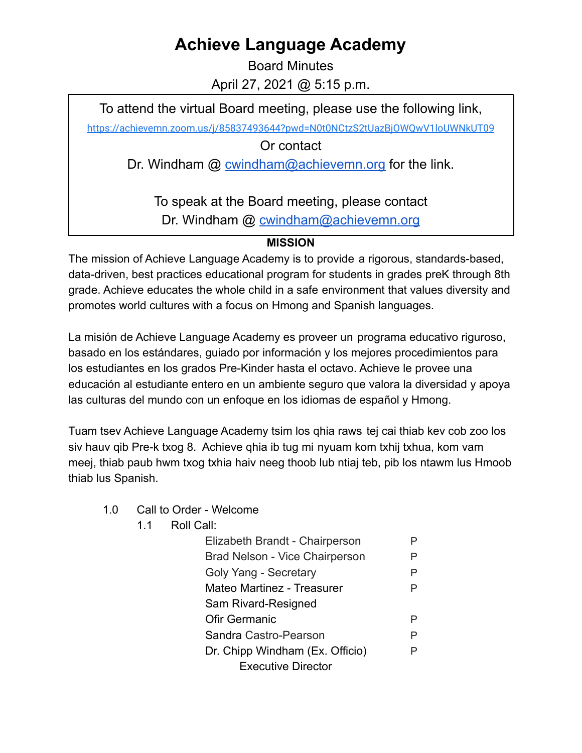# Achieve Language Academy

Board Minutes

April 27, 2021 @ 5:15 p.m.

To attend the virtual Board meeting, please use the following link,

https://achievemn.zoom.us/j/85837493644?pwd=N0t0NCtzS2tUazBjOWQwV1loUWNkUT09

Or contact

Dr. Windham @ cwindham@achievemn.org for the link.

To speak at the Board meeting, please contact

Dr. Windham @ cwindham@achievemn.org

**MISSION**

The mission of Achieve Language Academy is to provide a rigorous, standards-based, data-driven, best practices educational program for students in grades preK through 8th grade. Achieve educates the whole child in a safe environment that values diversity and promotes world cultures with a focus on Hmong and Spanish languages.

La misión de Achieve Language Academy es proveer un programa educativo riguroso, basado en los estándares, guiado por información y los mejores procedimientos para los estudiantes en los grados Pre-Kinder hasta el octavo. Achieve le provee una educación al estudiante entero en un ambiente seguro que valora la diversidad y apoya las culturas del mundo con un enfoque en los idiomas de español y Hmong.

Tuam tsev Achieve Language Academy tsim los qhia raws tej cai thiab kev cob zoo los siv hauv qib Pre-k txog 8. Achieve qhia ib tug mi nyuam kom txhij txhua, kom vam meej, thiab paub hwm txog txhia haiv neeg thoob lub ntiaj teb, pib los ntawm lus Hmoob thiab lus Spanish.

1.0 Call to Order - Welcome

1.1 Roll Call:

| | |
|---|---|
| Elizabeth Brandt - Chairperson | P |
| Brad Nelson - Vice Chairperson | P |
| Goly Yang - Secretary | P |
| Mateo Martinez - Treasurer | P |
| Sam Rivard-Resigned | |
| Ofir Germanic | P |
| Sandra Castro-Pearson | P |
| Dr. Chipp Windham (Ex. Officio) Executive Director | P |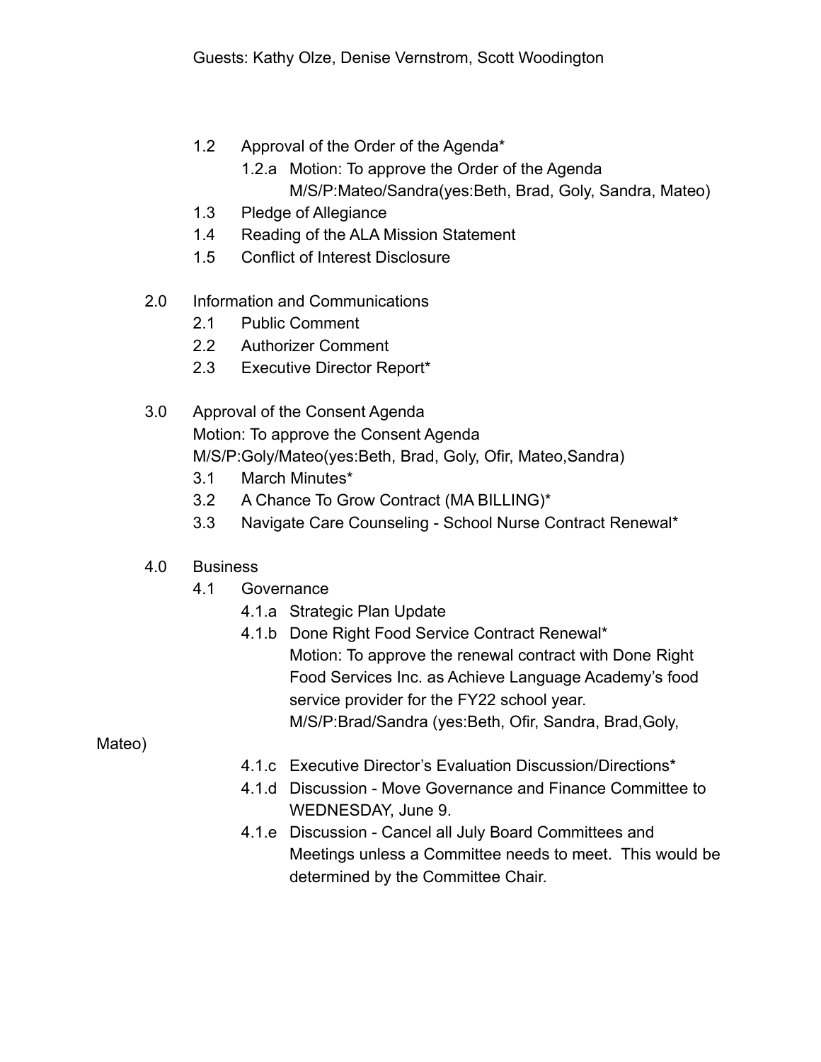Guests: Kathy Olze, Denise Vernstrom, Scott Woodington

- 1.2 Approval of the Order of the Agenda*
  - 1.2.a Motion: To approve the Order of the Agenda
    M/S/P:Mateo/Sandra(yes:Beth, Brad, Goly, Sandra, Mateo)
- 1.3 Pledge of Allegiance
- 1.4 Reading of the ALA Mission Statement
- 1.5 Conflict of Interest Disclosure

2.0 Information and Communications

- 2.1 Public Comment
- 2.2 Authorizer Comment
- 2.3 Executive Director Report*

3.0 Approval of the Consent Agenda
Motion: To approve the Consent Agenda
M/S/P:Goly/Mateo(yes:Beth, Brad, Goly, Ofir, Mateo,Sandra)

- 3.1 March Minutes*
- 3.2 A Chance To Grow Contract (MA BILLING)*
- 3.3 Navigate Care Counseling - School Nurse Contract Renewal*

4.0 Business

- 4.1 Governance
  - 4.1.a Strategic Plan Update
  - 4.1.b Done Right Food Service Contract Renewal*
    Motion: To approve the renewal contract with Done Right Food Services Inc. as Achieve Language Academy's food service provider for the FY22 school year.
    M/S/P:Brad/Sandra (yes:Beth, Ofir, Sandra, Brad,Goly, Mateo)
  - 4.1.c Executive Director's Evaluation Discussion/Directions*
  - 4.1.d Discussion - Move Governance and Finance Committee to WEDNESDAY, June 9.
  - 4.1.e Discussion - Cancel all July Board Committees and Meetings unless a Committee needs to meet. This would be determined by the Committee Chair.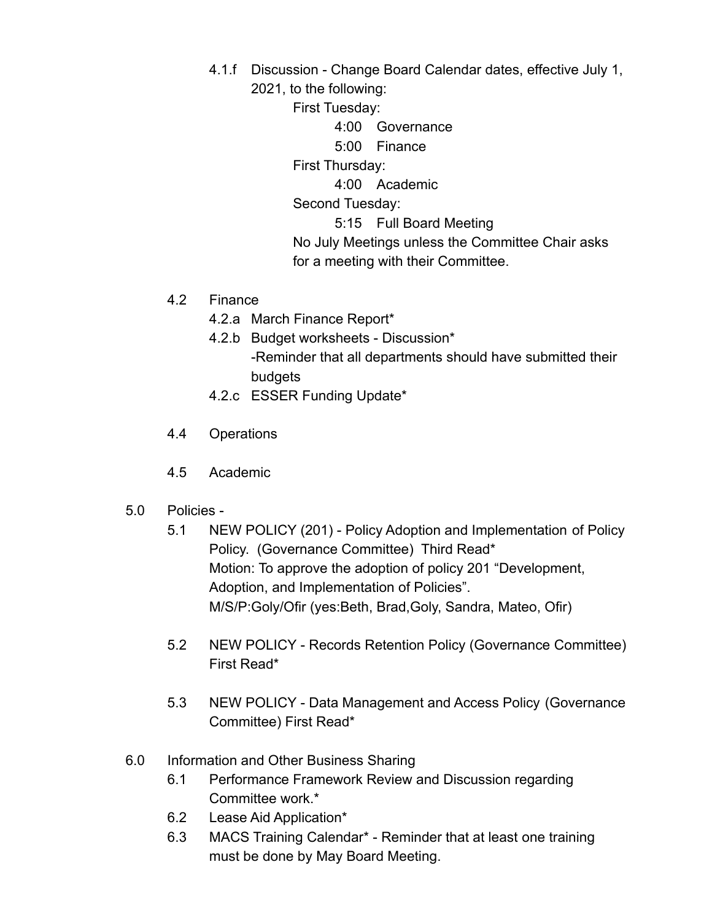4.1.f Discussion - Change Board Calendar dates, effective July 1, 2021, to the following:

First Tuesday:

4:00 Governance

5:00 Finance

First Thursday:

4:00 Academic

Second Tuesday:

5:15 Full Board Meeting

No July Meetings unless the Committee Chair asks for a meeting with their Committee.

4.2 Finance

- 4.2.a March Finance Report*
- 4.2.b Budget worksheets - Discussion*
  -Reminder that all departments should have submitted their budgets
- 4.2.c ESSER Funding Update*

4.4 Operations

4.5 Academic

5.0 Policies -

5.1 NEW POLICY (201) - Policy Adoption and Implementation of Policy Policy. (Governance Committee) Third Read*
Motion: To approve the adoption of policy 201 “Development, Adoption, and Implementation of Policies”.
M/S/P:Goly/Ofir (yes:Beth, Brad,Goly, Sandra, Mateo, Ofir)

5.2 NEW POLICY - Records Retention Policy (Governance Committee) First Read*

5.3 NEW POLICY - Data Management and Access Policy (Governance Committee) First Read*

6.0 Information and Other Business Sharing

- 6.1 Performance Framework Review and Discussion regarding Committee work.*
- 6.2 Lease Aid Application*
- 6.3 MACS Training Calendar* - Reminder that at least one training must be done by May Board Meeting.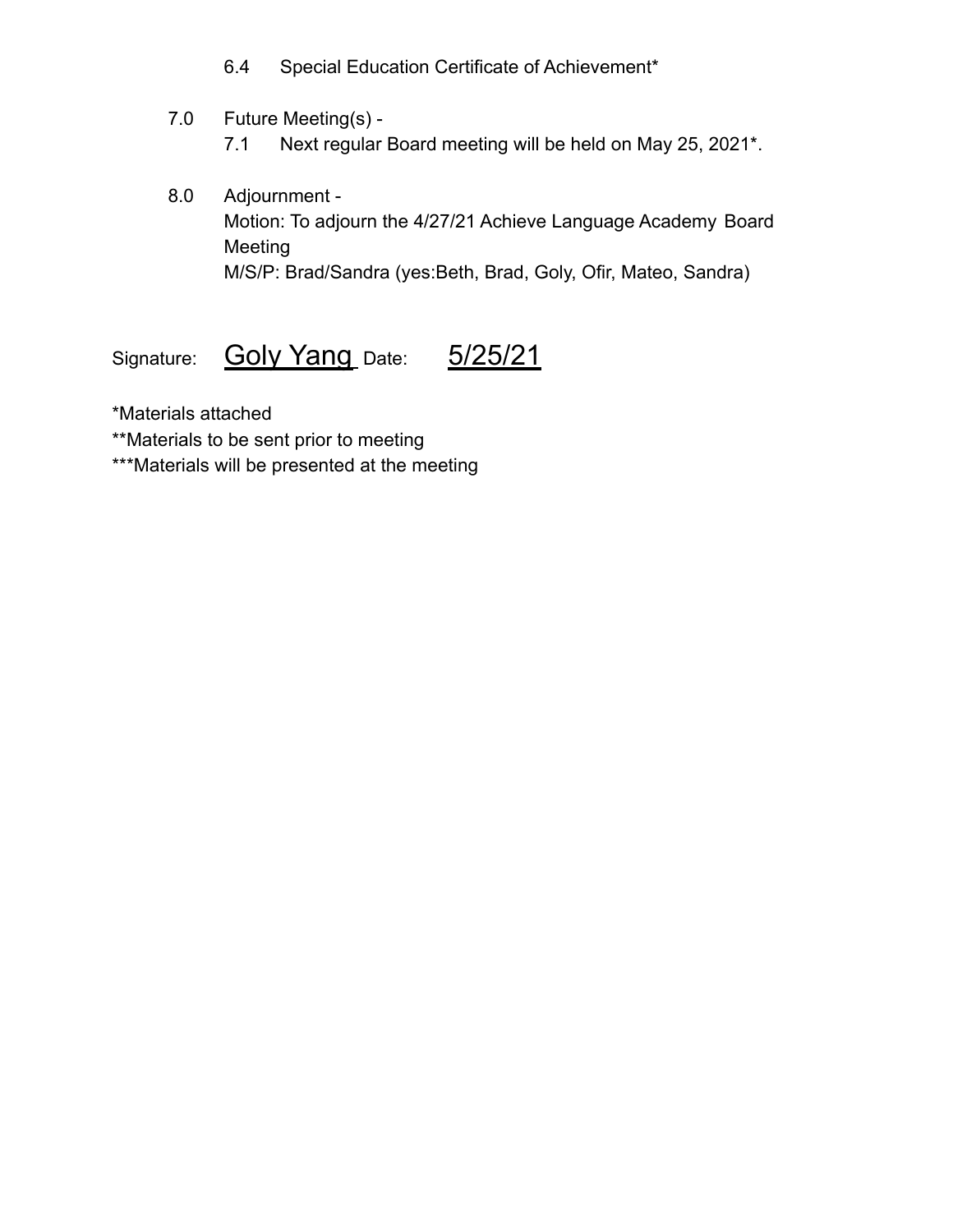6.4 Special Education Certificate of Achievement*

7.0 Future Meeting(s) -

7.1 Next regular Board meeting will be held on May 25, 2021*.

8.0 Adjournment -

Motion: To adjourn the 4/27/21 Achieve Language Academy Board Meeting

M/S/P: Brad/Sandra (yes:Beth, Brad, Goly, Ofir, Mateo, Sandra)

Signature: Goly Yang Date: 5/25/21

*Materials attached

**Materials to be sent prior to meeting

***Materials will be presented at the meeting